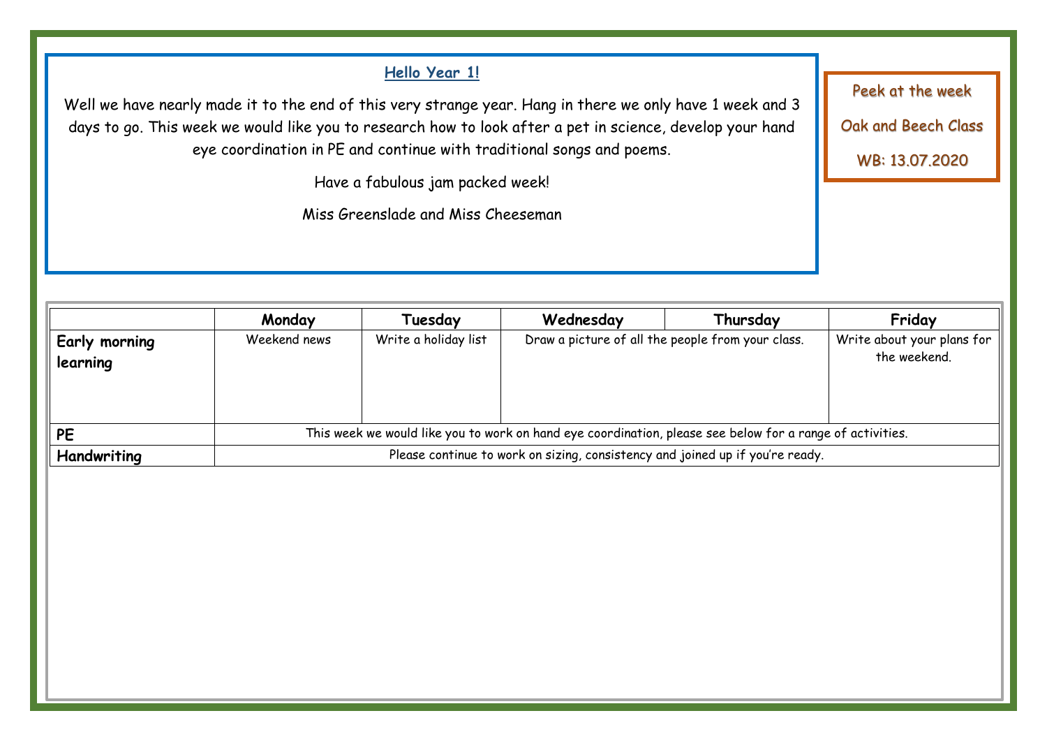## Hello Year 1!

Well we have nearly made it to the end of this very strange year. Hang in there we only have 1 week and 3 days to go. This week we would like you to research how to look after a pet in science, develop your hand eye coordination in PE and continue with traditional songs and poems.

Have a fabulous jam packed week!

Miss Greenslade and Miss Cheeseman

Peek at the week

Oak and Beech Class

WB: 13.07.2020

| | Monday | Tuesday | Wednesday | Thursday | Friday |
|---|---|---|---|---|---|
| **Early morning learning** | Weekend news | Write a holiday list | Draw a picture of all the people from your class. | | Write about your plans for the weekend. |
| **PE** | This week we would like you to work on hand eye coordination, please see below for a range of activities. | | | | |
| **Handwriting** | Please continue to work on sizing, consistency and joined up if you're ready. | | | | |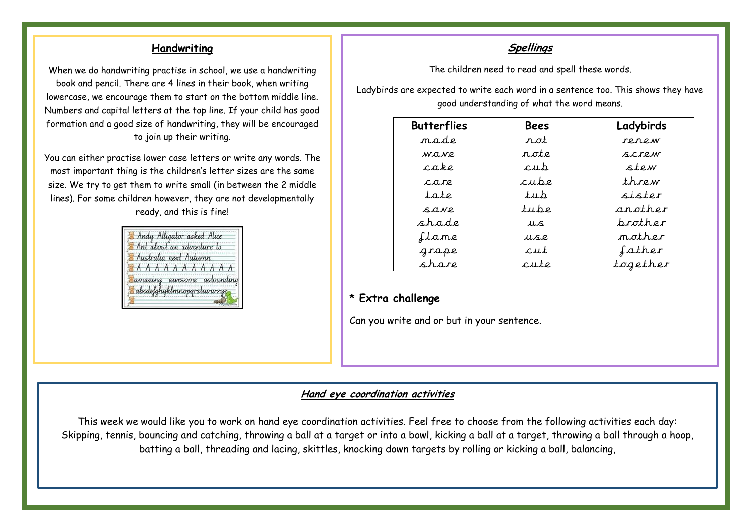## Handwriting

When we do handwriting practise in school, we use a handwriting book and pencil. There are 4 lines in their book, when writing lowercase, we encourage them to start on the bottom middle line. Numbers and capital letters at the top line. If your child has good formation and a good size of handwriting, they will be encouraged to join up their writing.

You can either practise lower case letters or write any words. The most important thing is the children's letter sizes are the same size. We try to get them to write small (in between the 2 middle lines). For some children however, they are not developmentally ready, and this is fine!

Andy Alligator asked Alice
Ant about an adventure to
Australia next Autumn
A A A A A A A A A A
amazing awesome astounding
abcdefghijklmnopqrstuvwxyz

## *Spellings*

The children need to read and spell these words.

Ladybirds are expected to write each word in a sentence too. This shows they have good understanding of what the word means.

| Butterflies | Bees | Ladybirds |
|---|---|---|
| made | not | renew |
| wave | note | screw |
| cake | cub | stew |
| care | cube | threw |
| late | tub | sister |
| save | tube | another |
| shade | us | brother |
| flame | use | mother |
| grape | cut | father |
| share | cute | together |

**\* Extra challenge**

Can you write and or but in your sentence.

## *Hand eye coordination activities*

This week we would like you to work on hand eye coordination activities. Feel free to choose from the following activities each day: Skipping, tennis, bouncing and catching, throwing a ball at a target or into a bowl, kicking a ball at a target, throwing a ball through a hoop, batting a ball, threading and lacing, skittles, knocking down targets by rolling or kicking a ball, balancing,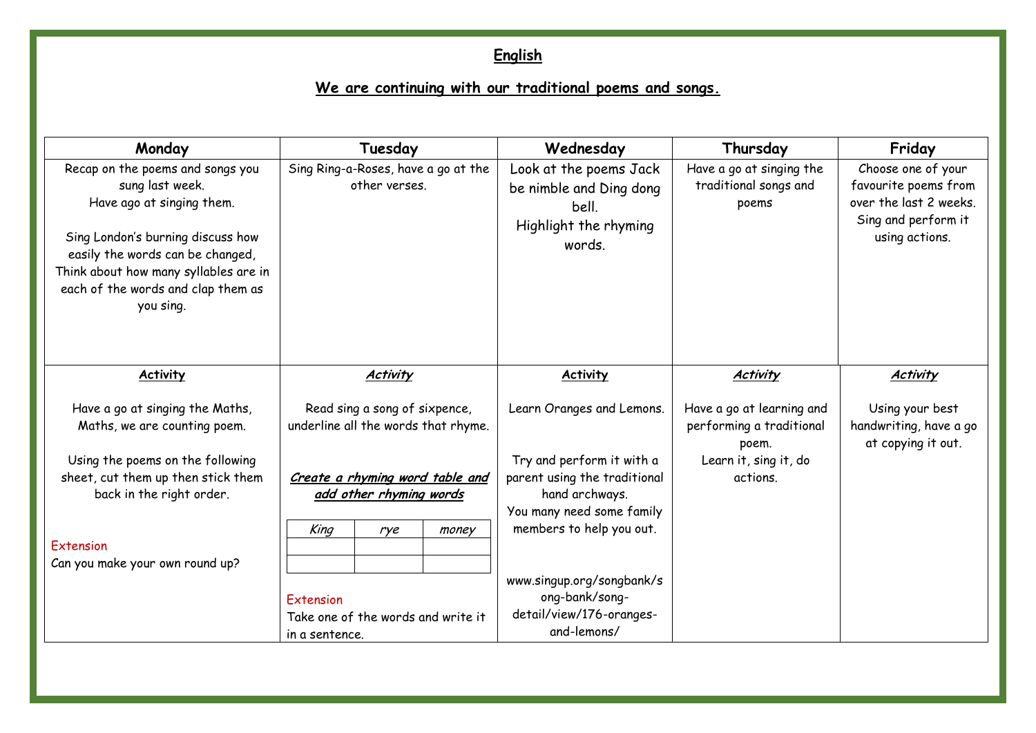# English

## We are continuing with our traditional poems and songs.

| Monday | Tuesday | Wednesday | Thursday | Friday |
|---|---|---|---|---|
| Recap on the poems and songs you sung last week.<br>Have ago at singing them.<br><br>Sing London's burning discuss how easily the words can be changed, Think about how many syllables are in each of the words and clap them as you sing. | Sing Ring-a-Roses, have a go at the other verses. | Look at the poems Jack be nimble and Ding dong bell.<br>Highlight the rhyming words. | Have a go at singing the traditional songs and poems | Choose one of your favourite poems from over the last 2 weeks. Sing and perform it using actions. |
| ***Activity***<br><br>Have a go at singing the Maths, Maths, we are counting poem.<br><br>Using the poems on the following sheet, cut them up then stick them back in the right order.<br><br>Extension<br>Can you make your own round up? | ***Activity***<br><br>Read sing a song of sixpence, underline all the words that rhyme.<br><br>***Create a rhyming word table and add other rhyming words***<br><br>*King* \| *rye* \| *money*<br><br>Extension<br>Take one of the words and write it in a sentence. | ***Activity***<br><br>Learn Oranges and Lemons.<br><br>Try and perform it with a parent using the traditional hand archways.<br>You many need some family members to help you out.<br><br>www.singup.org/songbank/song-bank/song-detail/view/176-oranges-and-lemons/ | ***Activity***<br><br>Have a go at learning and performing a traditional poem.<br>Learn it, sing it, do actions. | ***Activity***<br><br>Using your best handwriting, have a go at copying it out. |

| *King* | *rye* | *money* |
|---|---|---|
| | | |
| | | |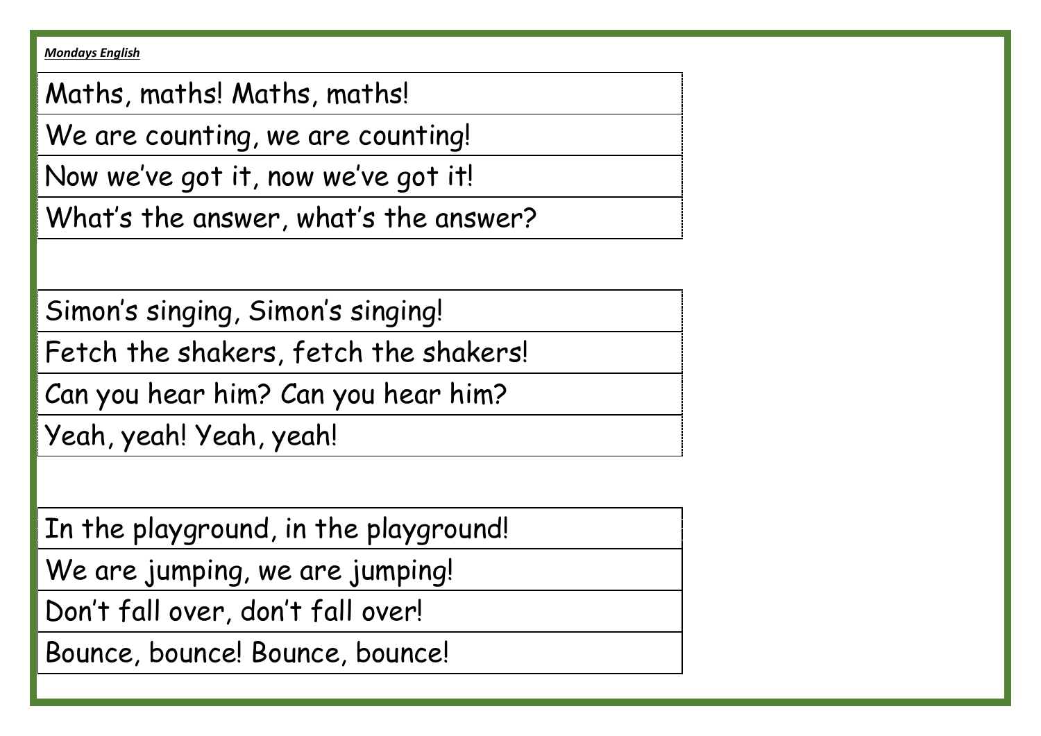***Mondays English***

| Maths, maths! Maths, maths! |
| --- |
| We are counting, we are counting! |
| Now we've got it, now we've got it! |
| What's the answer, what's the answer? |

| Simon's singing, Simon's singing! |
| --- |
| Fetch the shakers, fetch the shakers! |
| Can you hear him? Can you hear him? |
| Yeah, yeah! Yeah, yeah! |

| In the playground, in the playground! |
| --- |
| We are jumping, we are jumping! |
| Don't fall over, don't fall over! |
| Bounce, bounce! Bounce, bounce! |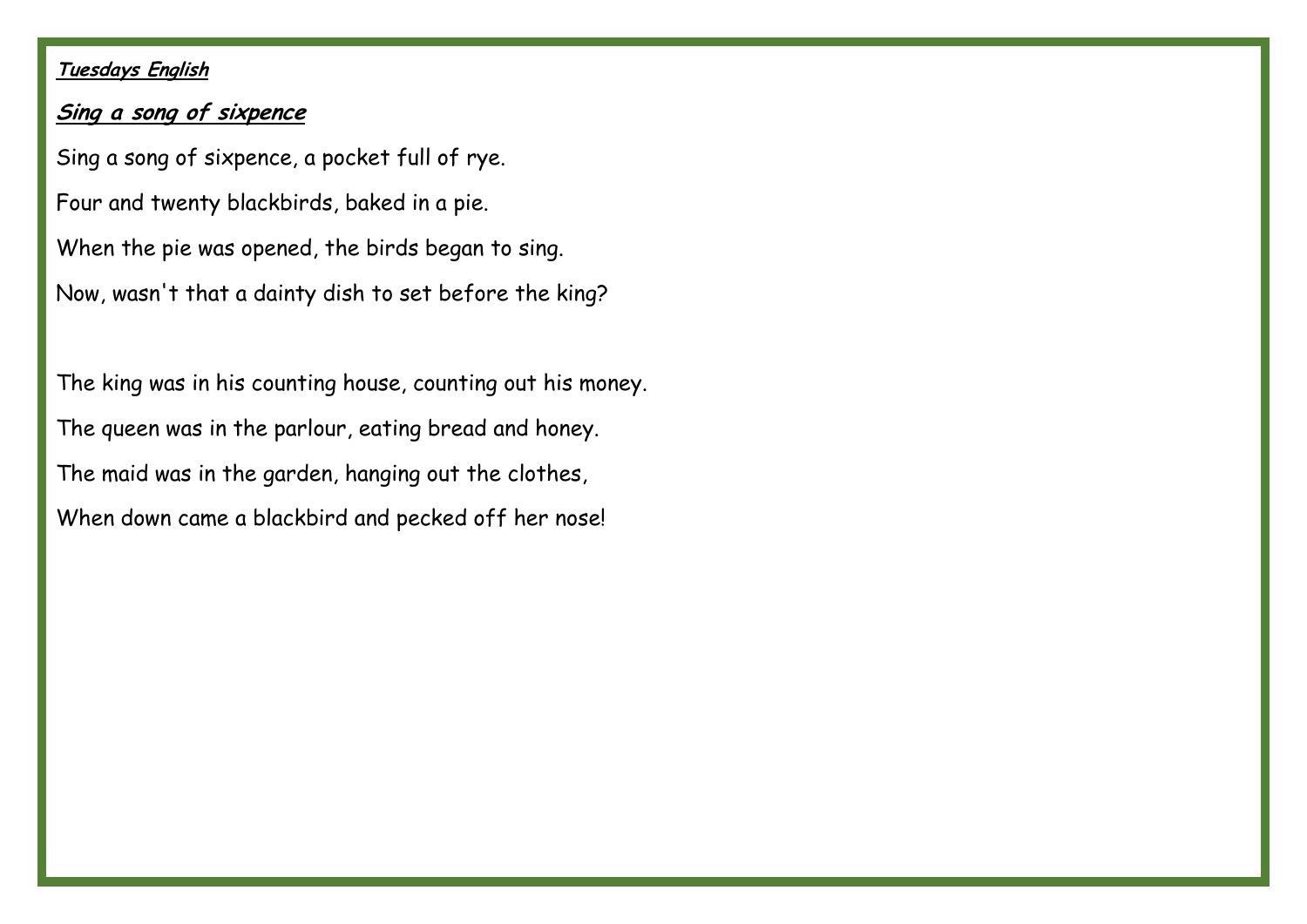**_Tuesdays English_**

## **_Sing a song of sixpence_**

Sing a song of sixpence, a pocket full of rye.

Four and twenty blackbirds, baked in a pie.

When the pie was opened, the birds began to sing.

Now, wasn't that a dainty dish to set before the king?

The king was in his counting house, counting out his money.

The queen was in the parlour, eating bread and honey.

The maid was in the garden, hanging out the clothes,

When down came a blackbird and pecked off her nose!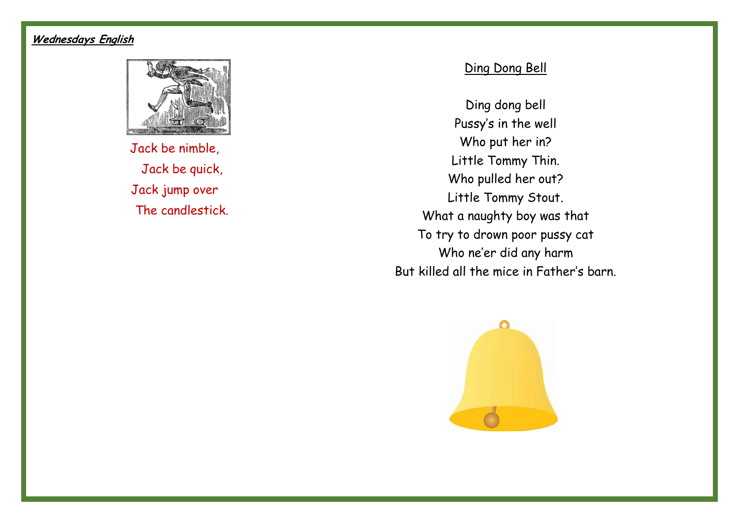**Wednesdays English**

Jack be nimble,
Jack be quick,
Jack jump over
The candlestick.

## Ding Dong Bell

Ding dong bell
Pussy's in the well
Who put her in?
Little Tommy Thin.
Who pulled her out?
Little Tommy Stout.
What a naughty boy was that
To try to drown poor pussy cat
Who ne'er did any harm
But killed all the mice in Father's barn.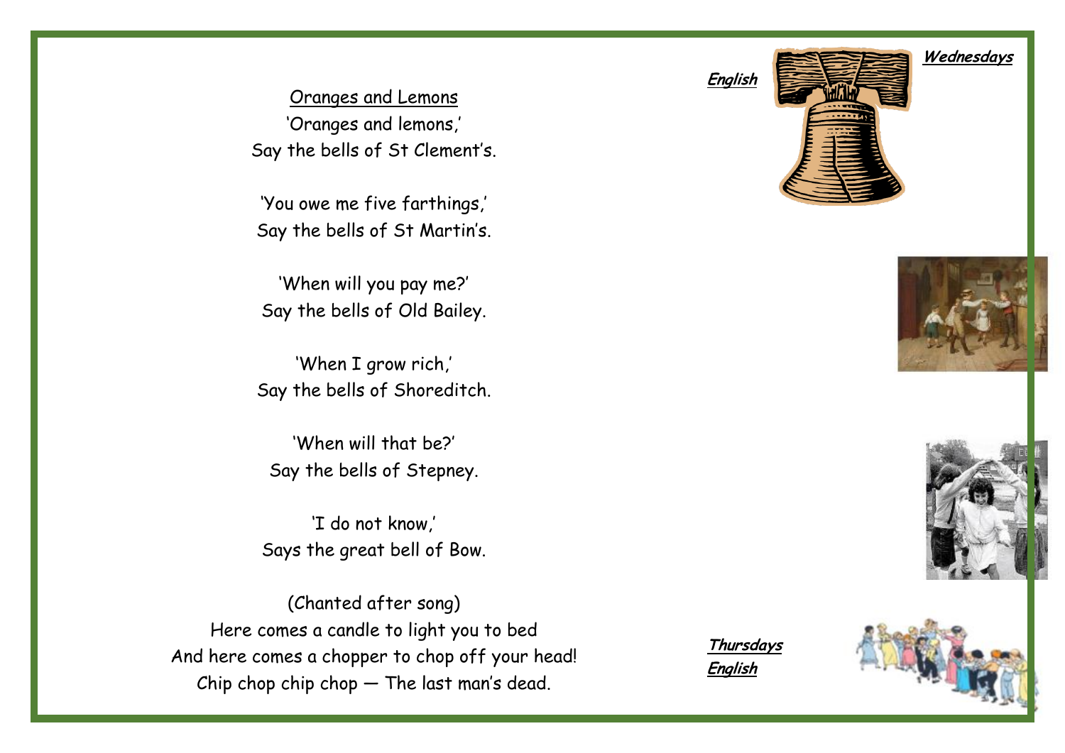Oranges and Lemons

'Oranges and lemons,'
Say the bells of St Clement's.

'You owe me five farthings,'
Say the bells of St Martin's.

'When will you pay me?'
Say the bells of Old Bailey.

'When I grow rich,'
Say the bells of Shoreditch.

'When will that be?'
Say the bells of Stepney.

'I do not know,'
Says the great bell of Bow.

(Chanted after song)
Here comes a candle to light you to bed
And here comes a chopper to chop off your head!
Chip chop chip chop — The last man's dead.

**English**

**Wednesdays**

**Thursdays**
**English**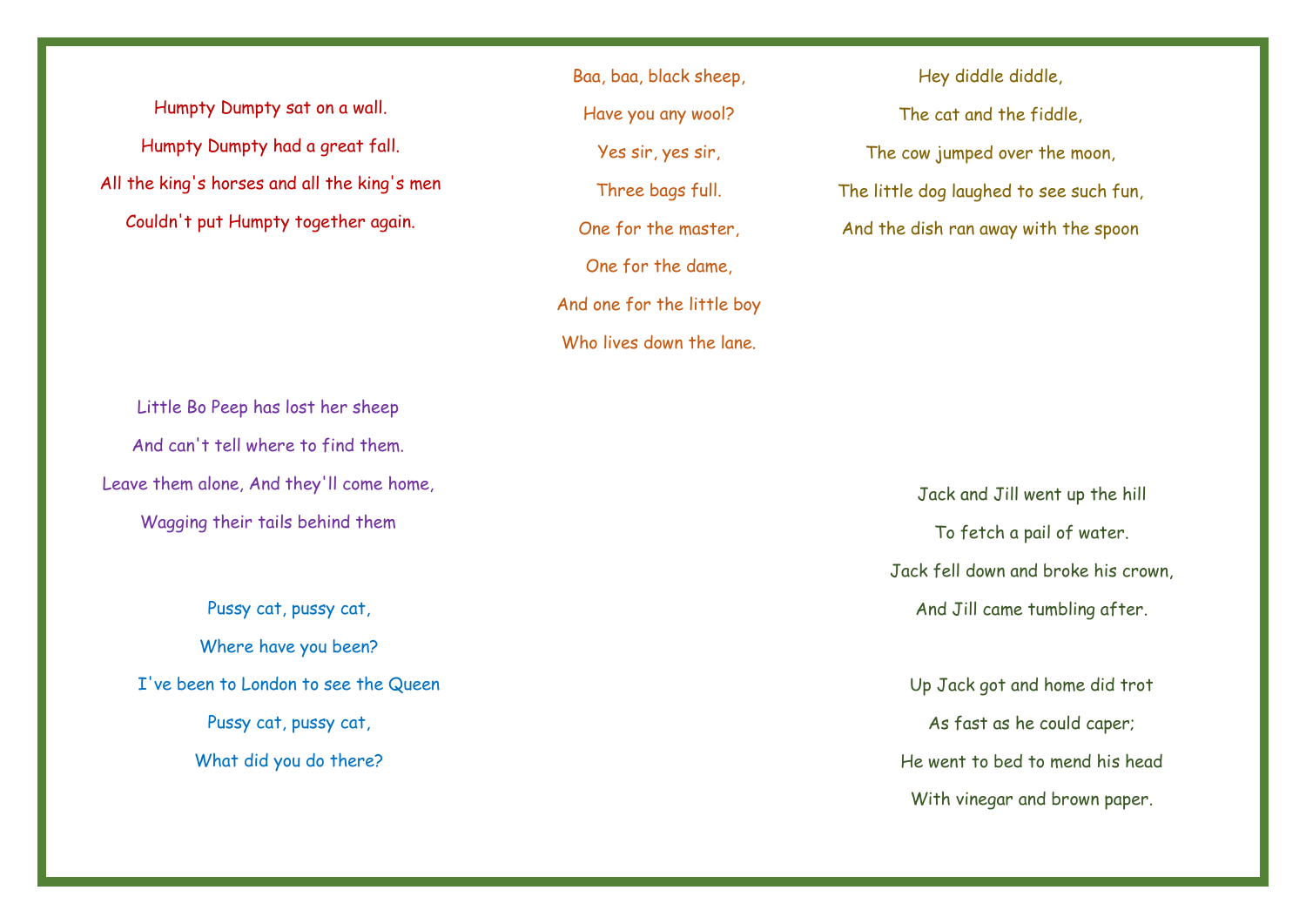Humpty Dumpty sat on a wall.

Humpty Dumpty had a great fall.

All the king's horses and all the king's men

Couldn't put Humpty together again.

Baa, baa, black sheep,

Have you any wool?

Yes sir, yes sir,

Three bags full.

One for the master,

One for the dame,

And one for the little boy

Who lives down the lane.

Hey diddle diddle,

The cat and the fiddle,

The cow jumped over the moon,

The little dog laughed to see such fun,

And the dish ran away with the spoon

Little Bo Peep has lost her sheep

And can't tell where to find them.

Leave them alone, And they'll come home,

Wagging their tails behind them

Pussy cat, pussy cat,

Where have you been?

I've been to London to see the Queen

Pussy cat, pussy cat,

What did you do there?

Jack and Jill went up the hill

To fetch a pail of water.

Jack fell down and broke his crown,

And Jill came tumbling after.

Up Jack got and home did trot

As fast as he could caper;

He went to bed to mend his head

With vinegar and brown paper.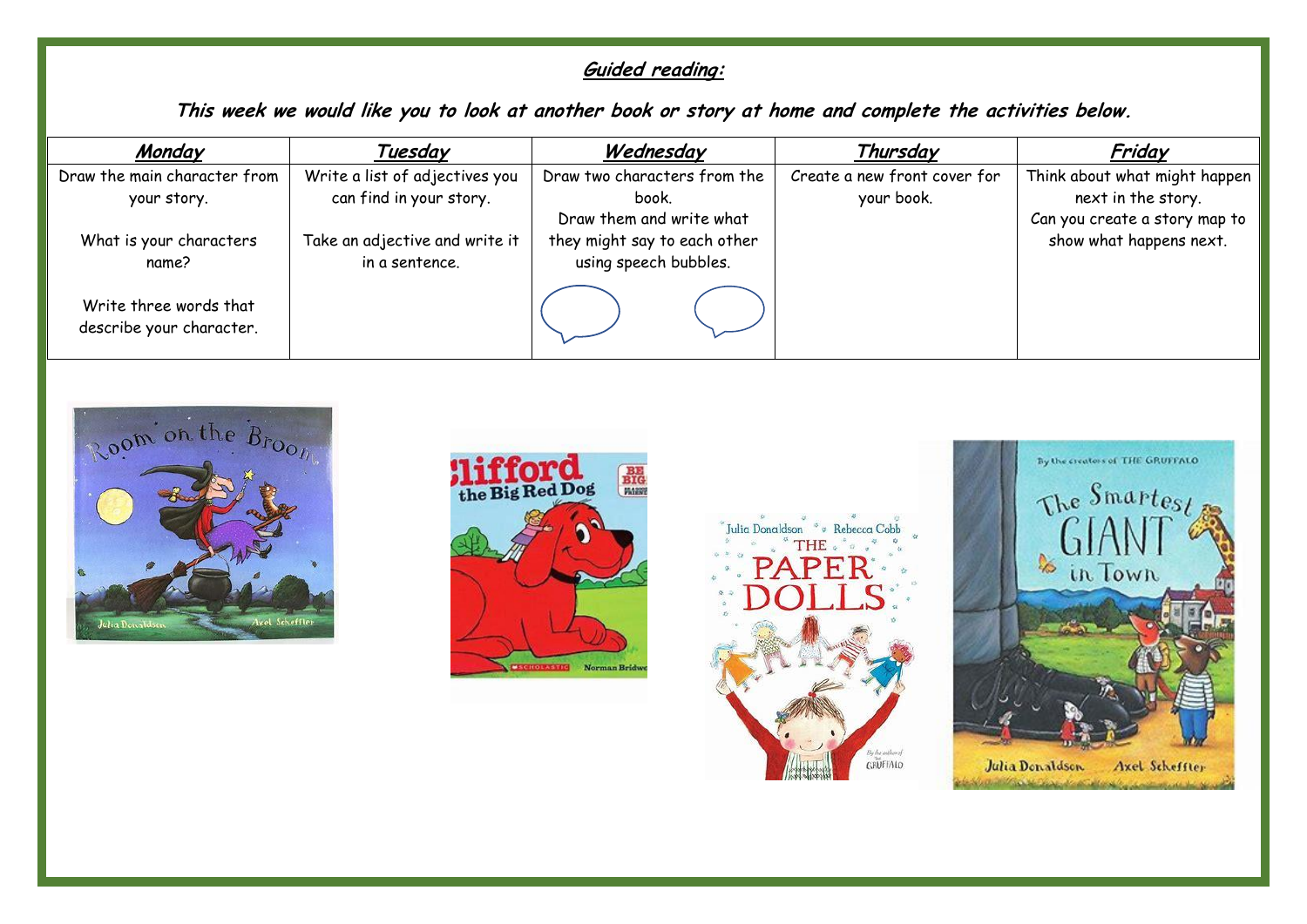## ***Guided reading:***

***This week we would like you to look at another book or story at home and complete the activities below.***

| ***Monday*** | ***Tuesday*** | ***Wednesday*** | ***Thursday*** | ***Friday*** |
|---|---|---|---|---|
| Draw the main character from your story.<br><br>What is your characters name?<br><br>Write three words that describe your character. | Write a list of adjectives you can find in your story.<br><br>Take an adjective and write it in a sentence. | Draw two characters from the book.<br>Draw them and write what they might say to each other using speech bubbles. | Create a new front cover for your book. | Think about what might happen next in the story.<br>Can you create a story map to show what happens next. |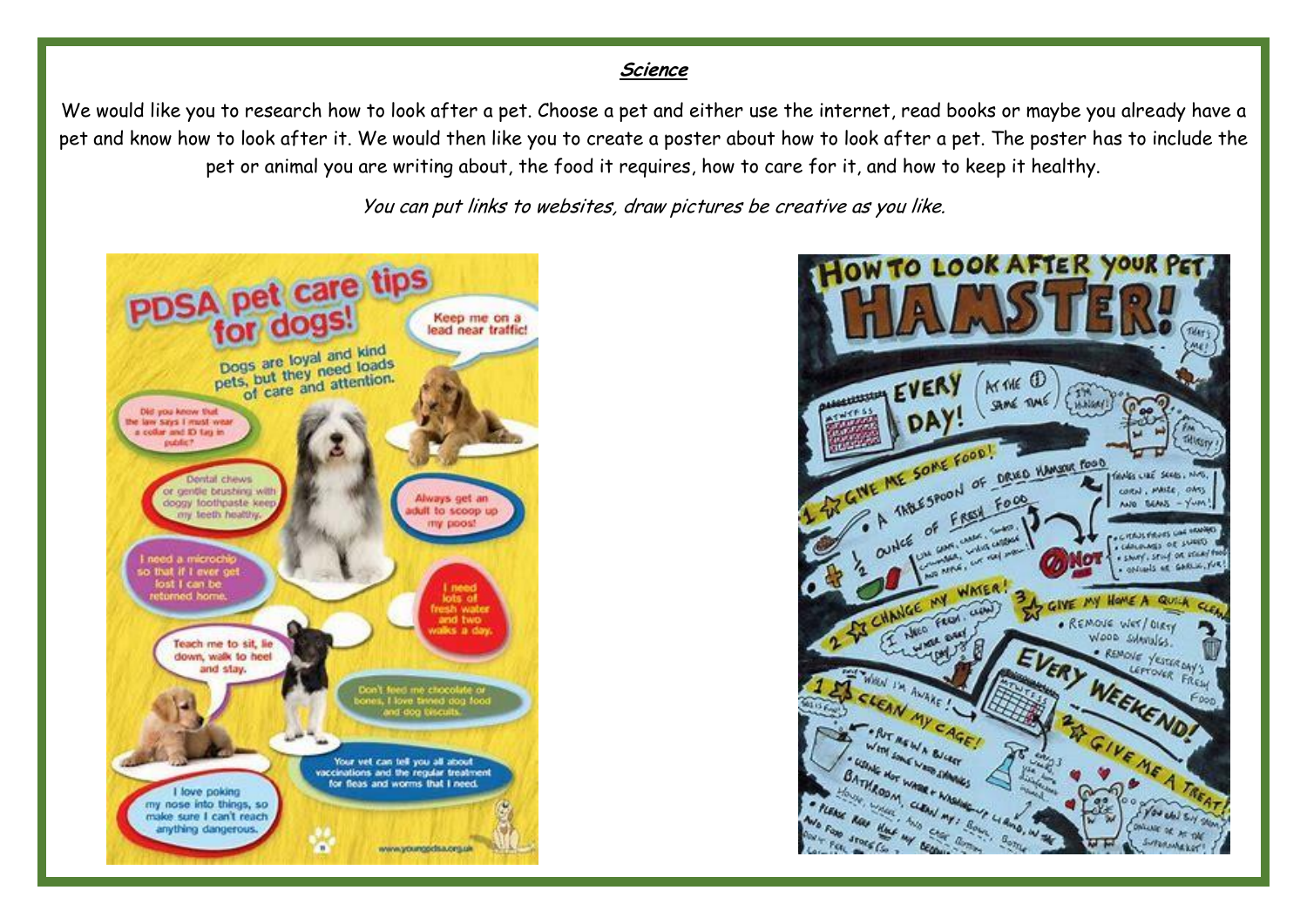## Science

We would like you to research how to look after a pet. Choose a pet and either use the internet, read books or maybe you already have a pet and know how to look after it. We would then like you to create a poster about how to look after a pet. The poster has to include the pet or animal you are writing about, the food it requires, how to care for it, and how to keep it healthy.

*You can put links to websites, draw pictures be creative as you like.*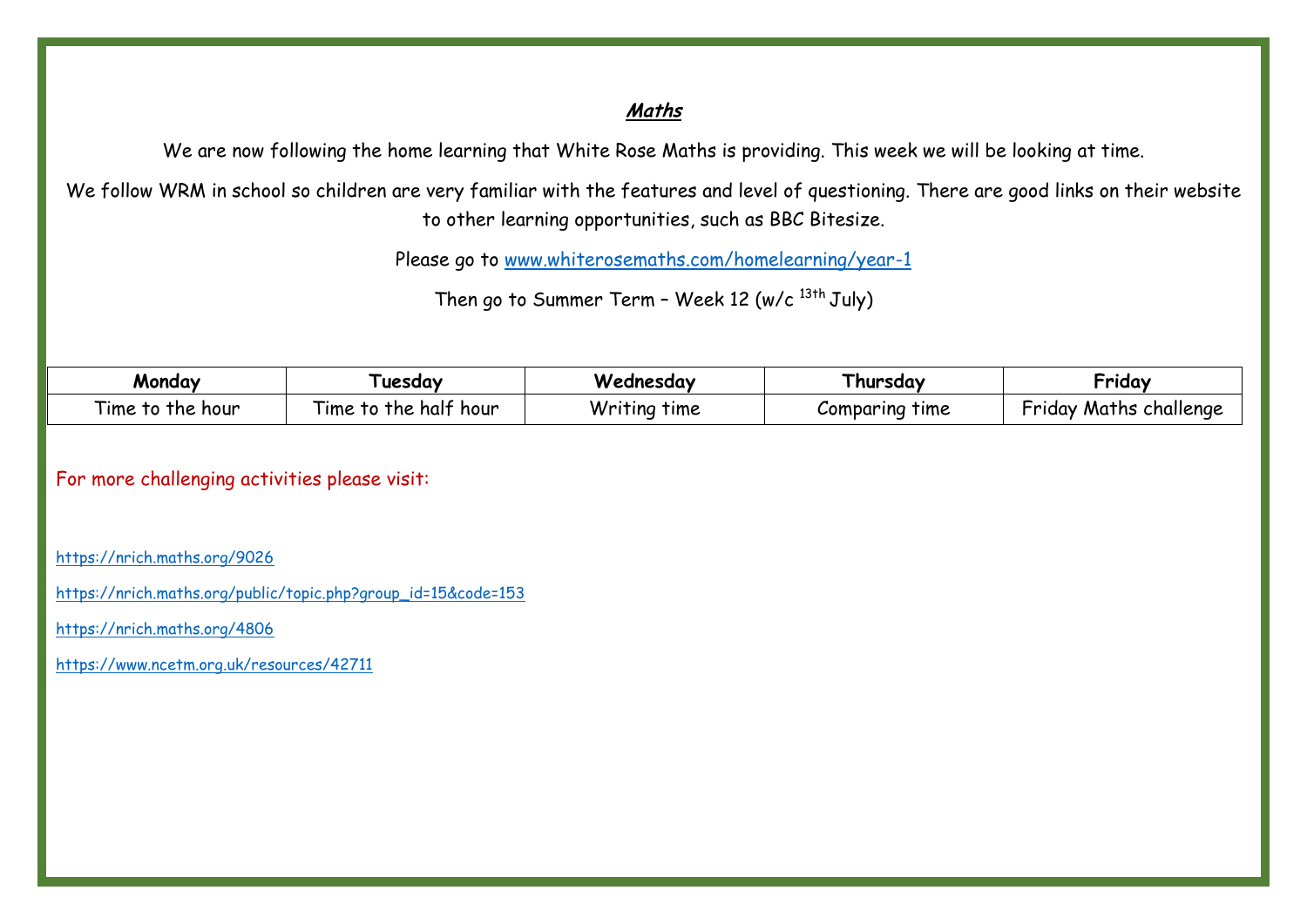# ***Maths***

We are now following the home learning that White Rose Maths is providing. This week we will be looking at time.

We follow WRM in school so children are very familiar with the features and level of questioning. There are good links on their website to other learning opportunities, such as BBC Bitesize.

Please go to www.whiterosemaths.com/homelearning/year-1

Then go to Summer Term – Week 12 (w/c 13th July)

| Monday | Tuesday | Wednesday | Thursday | Friday |
|---|---|---|---|---|
| Time to the hour | Time to the half hour | Writing time | Comparing time | Friday Maths challenge |

For more challenging activities please visit:

https://nrich.maths.org/9026

https://nrich.maths.org/public/topic.php?group_id=15&code=153

https://nrich.maths.org/4806

https://www.ncetm.org.uk/resources/42711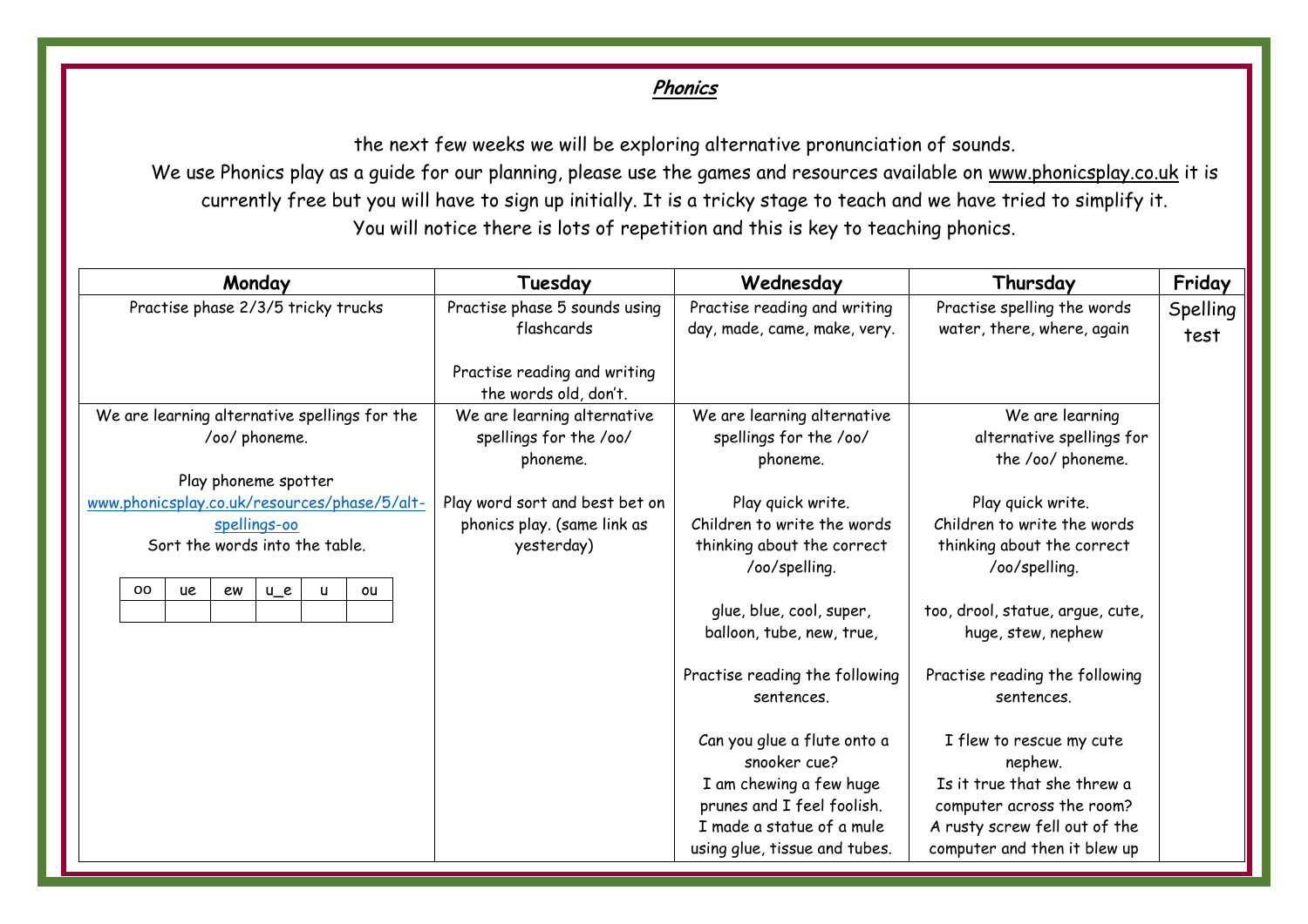## ***Phonics***

the next few weeks we will be exploring alternative pronunciation of sounds.

We use Phonics play as a guide for our planning, please use the games and resources available on www.phonicsplay.co.uk it is currently free but you will have to sign up initially. It is a tricky stage to teach and we have tried to simplify it.

You will notice there is lots of repetition and this is key to teaching phonics.

| Monday | Tuesday | Wednesday | Thursday | Friday |
|---|---|---|---|---|
| Practise phase 2/3/5 tricky trucks | Practise phase 5 sounds using flashcards<br><br>Practise reading and writing the words old, don't. | Practise reading and writing day, made, came, make, very. | Practise spelling the words water, there, where, again | Spelling test |
| We are learning alternative spellings for the /oo/ phoneme.<br><br>Play phoneme spotter www.phonicsplay.co.uk/resources/phase/5/alt-spellings-oo<br>Sort the words into the table.<br><br>oo \| ue \| ew \| u_e \| u \| ou | We are learning alternative spellings for the /oo/ phoneme.<br><br>Play word sort and best bet on phonics play. (same link as yesterday) | We are learning alternative spellings for the /oo/ phoneme.<br><br>Play quick write.<br>Children to write the words thinking about the correct /oo/spelling.<br><br>glue, blue, cool, super, balloon, tube, new, true,<br><br>Practise reading the following sentences.<br><br>Can you glue a flute onto a snooker cue?<br>I am chewing a few huge prunes and I feel foolish.<br>I made a statue of a mule using glue, tissue and tubes. | We are learning alternative spellings for the /oo/ phoneme.<br><br>Play quick write.<br>Children to write the words thinking about the correct /oo/spelling.<br><br>too, drool, statue, argue, cute, huge, stew, nephew<br><br>Practise reading the following sentences.<br><br>I flew to rescue my cute nephew.<br>Is it true that she threw a computer across the room?<br>A rusty screw fell out of the computer and then it blew up | |